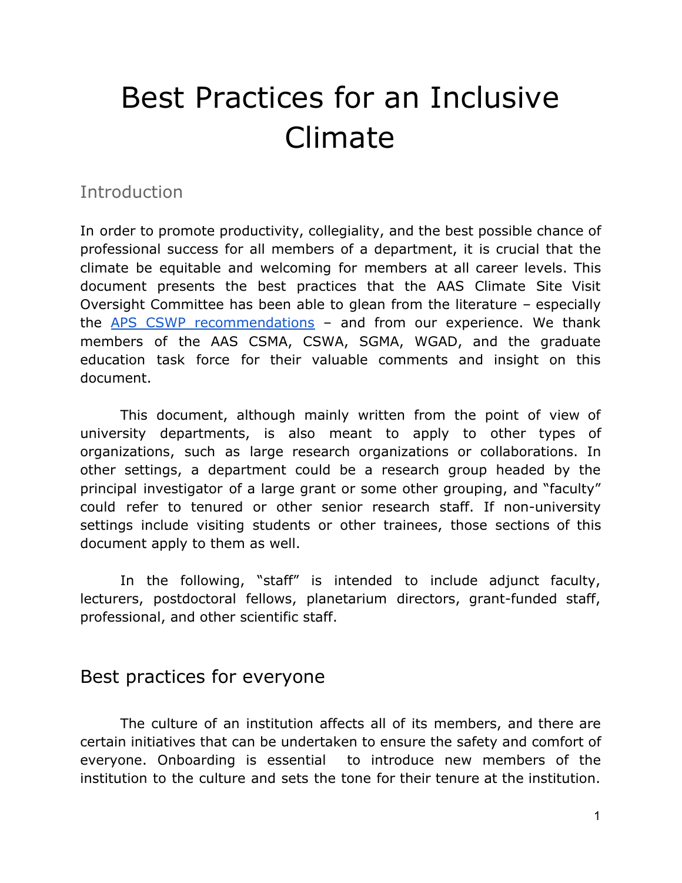# Best Practices for an Inclusive Climate

## Introduction

In order to promote productivity, collegiality, and the best possible chance of professional success for all members of a department, it is crucial that the climate be equitable and welcoming for members at all career levels. This document presents the best practices that the AAS Climate Site Visit Oversight Committee has been able to glean from the literature – especially the [APS CSWP recommendations]() – and from our experience. We thank members of the AAS CSMA, CSWA, SGMA, WGAD, and the graduate education task force for their valuable comments and insight on this document.

This document, although mainly written from the point of view of university departments, is also meant to apply to other types of organizations, such as large research organizations or collaborations. In other settings, a department could be a research group headed by the principal investigator of a large grant or some other grouping, and "faculty" could refer to tenured or other senior research staff. If non-university settings include visiting students or other trainees, those sections of this document apply to them as well.

In the following, "staff" is intended to include adjunct faculty, lecturers, postdoctoral fellows, planetarium directors, grant-funded staff, professional, and other scientific staff.

## Best practices for everyone

The culture of an institution affects all of its members, and there are certain initiatives that can be undertaken to ensure the safety and comfort of everyone. Onboarding is essential to introduce new members of the institution to the culture and sets the tone for their tenure at the institution.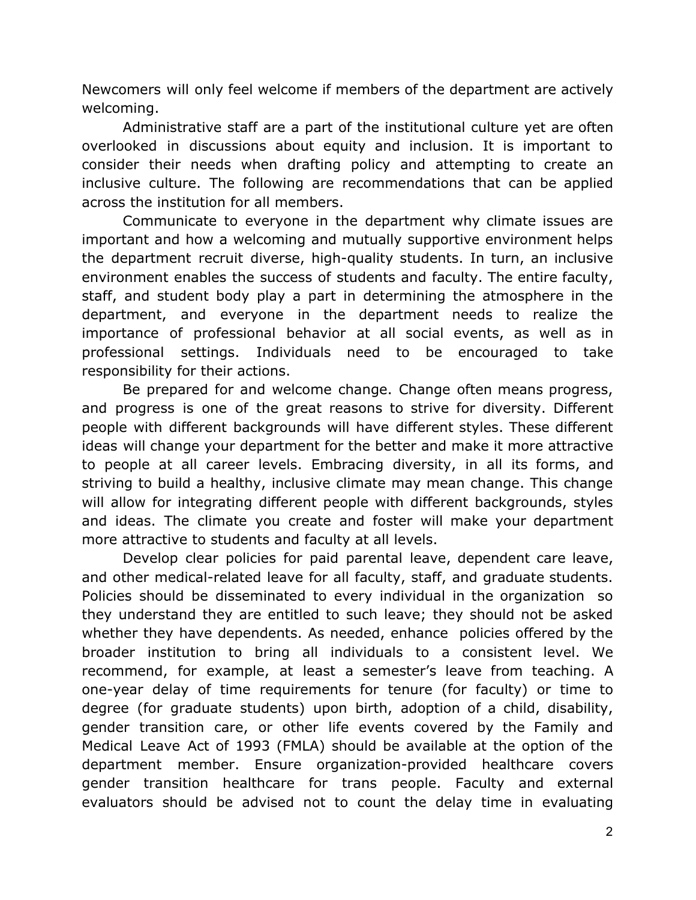Newcomers will only feel welcome if members of the department are actively welcoming.

Administrative staff are a part of the institutional culture yet are often overlooked in discussions about equity and inclusion. It is important to consider their needs when drafting policy and attempting to create an inclusive culture. The following are recommendations that can be applied across the institution for all members.

Communicate to everyone in the department why climate issues are important and how a welcoming and mutually supportive environment helps the department recruit diverse, high-quality students. In turn, an inclusive environment enables the success of students and faculty. The entire faculty, staff, and student body play a part in determining the atmosphere in the department, and everyone in the department needs to realize the importance of professional behavior at all social events, as well as in professional settings. Individuals need to be encouraged to take responsibility for their actions.

Be prepared for and welcome change. Change often means progress, and progress is one of the great reasons to strive for diversity. Different people with different backgrounds will have different styles. These different ideas will change your department for the better and make it more attractive to people at all career levels. Embracing diversity, in all its forms, and striving to build a healthy, inclusive climate may mean change. This change will allow for integrating different people with different backgrounds, styles and ideas. The climate you create and foster will make your department more attractive to students and faculty at all levels.

Develop clear policies for paid parental leave, dependent care leave, and other medical-related leave for all faculty, staff, and graduate students. Policies should be disseminated to every individual in the organization so they understand they are entitled to such leave; they should not be asked whether they have dependents. As needed, enhance policies offered by the broader institution to bring all individuals to a consistent level. We recommend, for example, at least a semester's leave from teaching. A one-year delay of time requirements for tenure (for faculty) or time to degree (for graduate students) upon birth, adoption of a child, disability, gender transition care, or other life events covered by the Family and Medical Leave Act of 1993 (FMLA) should be available at the option of the department member. Ensure organization-provided healthcare covers gender transition healthcare for trans people. Faculty and external evaluators should be advised not to count the delay time in evaluating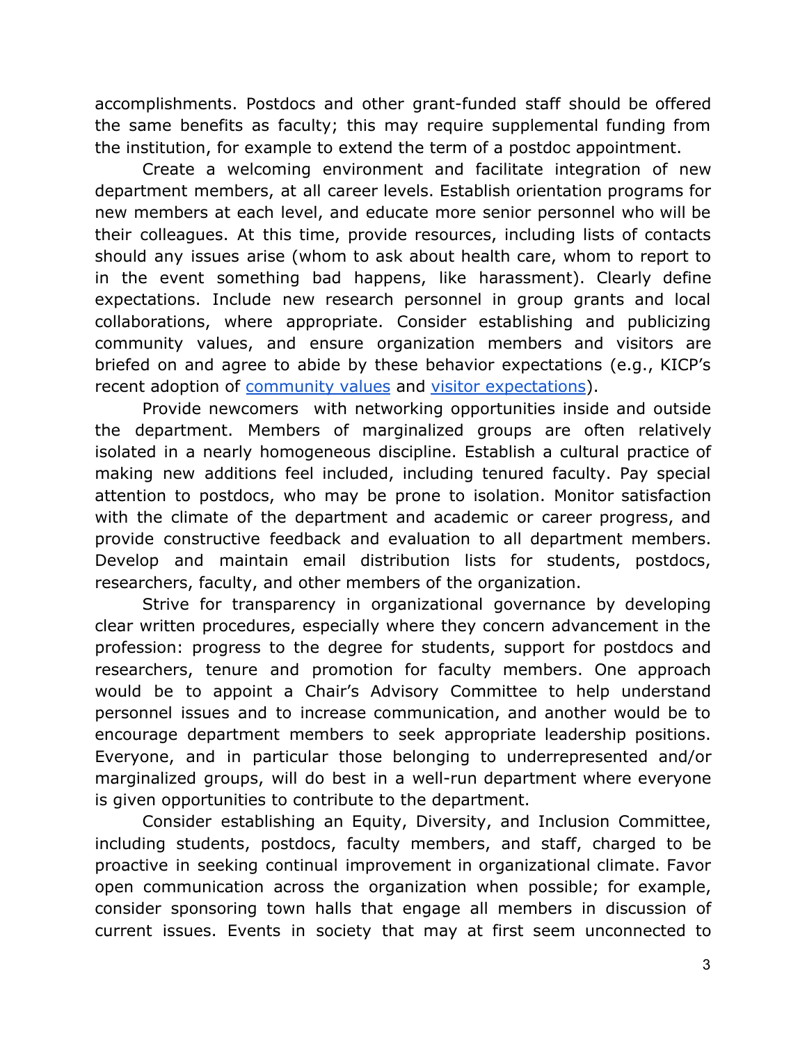accomplishments. Postdocs and other grant-funded staff should be offered the same benefits as faculty; this may require supplemental funding from the institution, for example to extend the term of a postdoc appointment.

Create a welcoming environment and facilitate integration of new department members, at all career levels. Establish orientation programs for new members at each level, and educate more senior personnel who will be their colleagues. At this time, provide resources, including lists of contacts should any issues arise (whom to ask about health care, whom to report to in the event something bad happens, like harassment). Clearly define expectations. Include new research personnel in group grants and local collaborations, where appropriate. Consider establishing and publicizing community values, and ensure organization members and visitors are briefed on and agree to abide by these behavior expectations (e.g., KICP's recent adoption of community values and visitor expectations).

Provide newcomers with networking opportunities inside and outside the department. Members of marginalized groups are often relatively isolated in a nearly homogeneous discipline. Establish a cultural practice of making new additions feel included, including tenured faculty. Pay special attention to postdocs, who may be prone to isolation. Monitor satisfaction with the climate of the department and academic or career progress, and provide constructive feedback and evaluation to all department members. Develop and maintain email distribution lists for students, postdocs, researchers, faculty, and other members of the organization.

Strive for transparency in organizational governance by developing clear written procedures, especially where they concern advancement in the profession: progress to the degree for students, support for postdocs and researchers, tenure and promotion for faculty members. One approach would be to appoint a Chair's Advisory Committee to help understand personnel issues and to increase communication, and another would be to encourage department members to seek appropriate leadership positions. Everyone, and in particular those belonging to underrepresented and/or marginalized groups, will do best in a well-run department where everyone is given opportunities to contribute to the department.

Consider establishing an Equity, Diversity, and Inclusion Committee, including students, postdocs, faculty members, and staff, charged to be proactive in seeking continual improvement in organizational climate. Favor open communication across the organization when possible; for example, consider sponsoring town halls that engage all members in discussion of current issues. Events in society that may at first seem unconnected to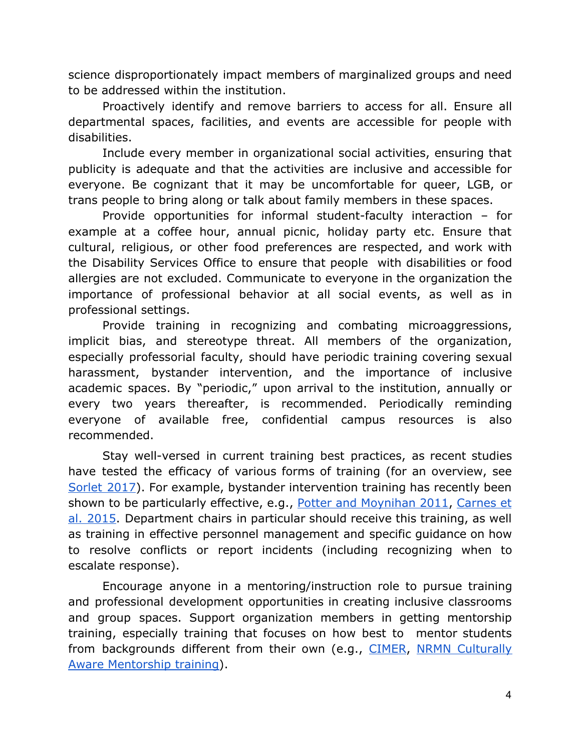science disproportionately impact members of marginalized groups and need to be addressed within the institution.

Proactively identify and remove barriers to access for all. Ensure all departmental spaces, facilities, and events are accessible for people with disabilities.

Include every member in organizational social activities, ensuring that publicity is adequate and that the activities are inclusive and accessible for everyone. Be cognizant that it may be uncomfortable for queer, LGB, or trans people to bring along or talk about family members in these spaces.

Provide opportunities for informal student-faculty interaction – for example at a coffee hour, annual picnic, holiday party etc. Ensure that cultural, religious, or other food preferences are respected, and work with the Disability Services Office to ensure that people with disabilities or food allergies are not excluded. Communicate to everyone in the organization the importance of professional behavior at all social events, as well as in professional settings.

Provide training in recognizing and combating microaggressions, implicit bias, and stereotype threat. All members of the organization, especially professorial faculty, should have periodic training covering sexual harassment, bystander intervention, and the importance of inclusive academic spaces. By "periodic," upon arrival to the institution, annually or every two years thereafter, is recommended. Periodically reminding everyone of available free, confidential campus resources is also recommended.

Stay well-versed in current training best practices, as recent studies have tested the efficacy of various forms of training (for an overview, see Sorlet 2017). For example, bystander intervention training has recently been shown to be particularly effective, e.g., Potter and Moynihan 2011, Carnes et al. 2015. Department chairs in particular should receive this training, as well as training in effective personnel management and specific guidance on how to resolve conflicts or report incidents (including recognizing when to escalate response).

Encourage anyone in a mentoring/instruction role to pursue training and professional development opportunities in creating inclusive classrooms and group spaces. Support organization members in getting mentorship training, especially training that focuses on how best to mentor students from backgrounds different from their own (e.g., CIMER, NRMN Culturally Aware Mentorship training).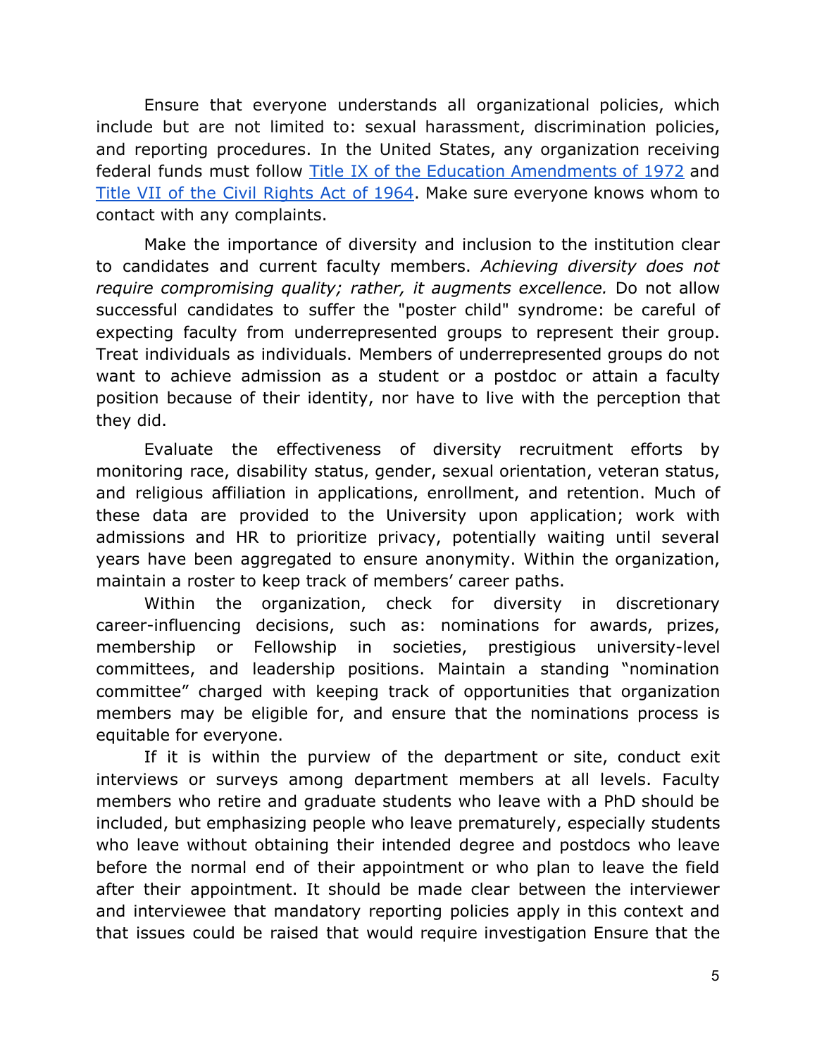Ensure that everyone understands all organizational policies, which include but are not limited to: sexual harassment, discrimination policies, and reporting procedures. In the United States, any organization receiving federal funds must follow Title IX of the Education Amendments of 1972 and Title VII of the Civil Rights Act of 1964. Make sure everyone knows whom to contact with any complaints.

Make the importance of diversity and inclusion to the institution clear to candidates and current faculty members. *Achieving diversity does not require compromising quality; rather, it augments excellence.* Do not allow successful candidates to suffer the "poster child" syndrome: be careful of expecting faculty from underrepresented groups to represent their group. Treat individuals as individuals. Members of underrepresented groups do not want to achieve admission as a student or a postdoc or attain a faculty position because of their identity, nor have to live with the perception that they did.

Evaluate the effectiveness of diversity recruitment efforts by monitoring race, disability status, gender, sexual orientation, veteran status, and religious affiliation in applications, enrollment, and retention. Much of these data are provided to the University upon application; work with admissions and HR to prioritize privacy, potentially waiting until several years have been aggregated to ensure anonymity. Within the organization, maintain a roster to keep track of members' career paths.

Within the organization, check for diversity in discretionary career-influencing decisions, such as: nominations for awards, prizes, membership or Fellowship in societies, prestigious university-level committees, and leadership positions. Maintain a standing "nomination committee" charged with keeping track of opportunities that organization members may be eligible for, and ensure that the nominations process is equitable for everyone.

If it is within the purview of the department or site, conduct exit interviews or surveys among department members at all levels. Faculty members who retire and graduate students who leave with a PhD should be included, but emphasizing people who leave prematurely, especially students who leave without obtaining their intended degree and postdocs who leave before the normal end of their appointment or who plan to leave the field after their appointment. It should be made clear between the interviewer and interviewee that mandatory reporting policies apply in this context and that issues could be raised that would require investigation Ensure that the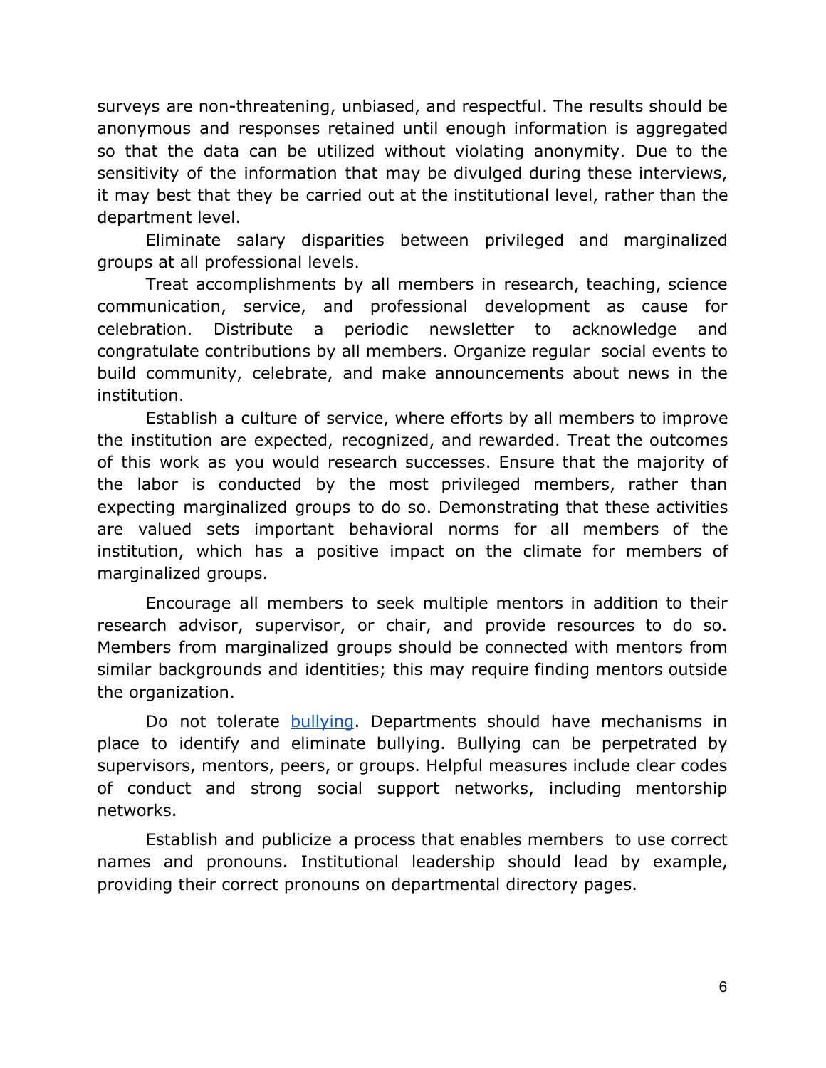surveys are non-threatening, unbiased, and respectful. The results should be anonymous and responses retained until enough information is aggregated so that the data can be utilized without violating anonymity. Due to the sensitivity of the information that may be divulged during these interviews, it may best that they be carried out at the institutional level, rather than the department level.

Eliminate salary disparities between privileged and marginalized groups at all professional levels.

Treat accomplishments by all members in research, teaching, science communication, service, and professional development as cause for celebration. Distribute a periodic newsletter to acknowledge and congratulate contributions by all members. Organize regular social events to build community, celebrate, and make announcements about news in the institution.

Establish a culture of service, where efforts by all members to improve the institution are expected, recognized, and rewarded. Treat the outcomes of this work as you would research successes. Ensure that the majority of the labor is conducted by the most privileged members, rather than expecting marginalized groups to do so. Demonstrating that these activities are valued sets important behavioral norms for all members of the institution, which has a positive impact on the climate for members of marginalized groups.

Encourage all members to seek multiple mentors in addition to their research advisor, supervisor, or chair, and provide resources to do so. Members from marginalized groups should be connected with mentors from similar backgrounds and identities; this may require finding mentors outside the organization.

Do not tolerate bullying. Departments should have mechanisms in place to identify and eliminate bullying. Bullying can be perpetrated by supervisors, mentors, peers, or groups. Helpful measures include clear codes of conduct and strong social support networks, including mentorship networks.

Establish and publicize a process that enables members to use correct names and pronouns. Institutional leadership should lead by example, providing their correct pronouns on departmental directory pages.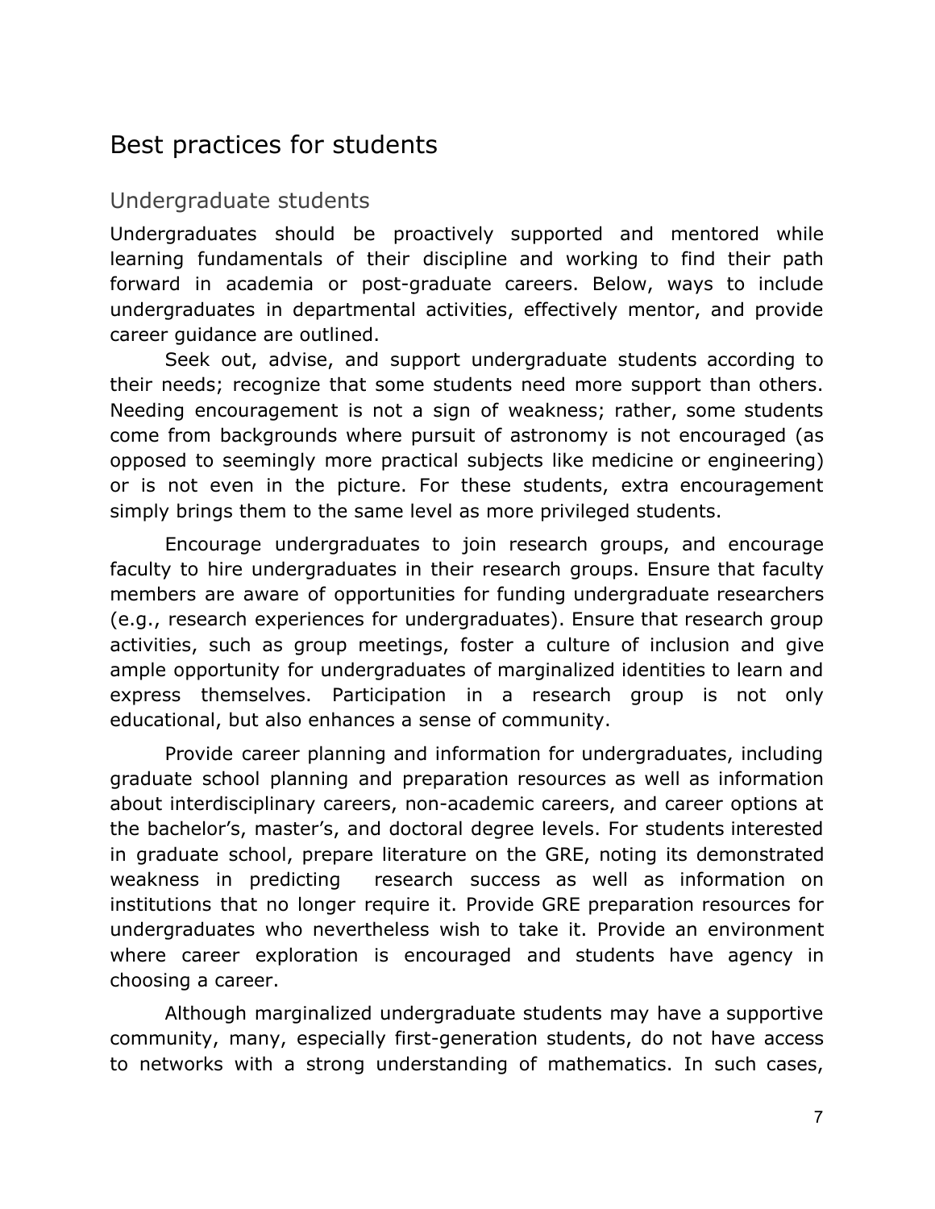## Best practices for students

### Undergraduate students

Undergraduates should be proactively supported and mentored while learning fundamentals of their discipline and working to find their path forward in academia or post-graduate careers. Below, ways to include undergraduates in departmental activities, effectively mentor, and provide career guidance are outlined.

Seek out, advise, and support undergraduate students according to their needs; recognize that some students need more support than others. Needing encouragement is not a sign of weakness; rather, some students come from backgrounds where pursuit of astronomy is not encouraged (as opposed to seemingly more practical subjects like medicine or engineering) or is not even in the picture. For these students, extra encouragement simply brings them to the same level as more privileged students.

Encourage undergraduates to join research groups, and encourage faculty to hire undergraduates in their research groups. Ensure that faculty members are aware of opportunities for funding undergraduate researchers (e.g., research experiences for undergraduates). Ensure that research group activities, such as group meetings, foster a culture of inclusion and give ample opportunity for undergraduates of marginalized identities to learn and express themselves. Participation in a research group is not only educational, but also enhances a sense of community.

Provide career planning and information for undergraduates, including graduate school planning and preparation resources as well as information about interdisciplinary careers, non-academic careers, and career options at the bachelor's, master's, and doctoral degree levels. For students interested in graduate school, prepare literature on the GRE, noting its demonstrated weakness in predicting research success as well as information on institutions that no longer require it. Provide GRE preparation resources for undergraduates who nevertheless wish to take it. Provide an environment where career exploration is encouraged and students have agency in choosing a career.

Although marginalized undergraduate students may have a supportive community, many, especially first-generation students, do not have access to networks with a strong understanding of mathematics. In such cases,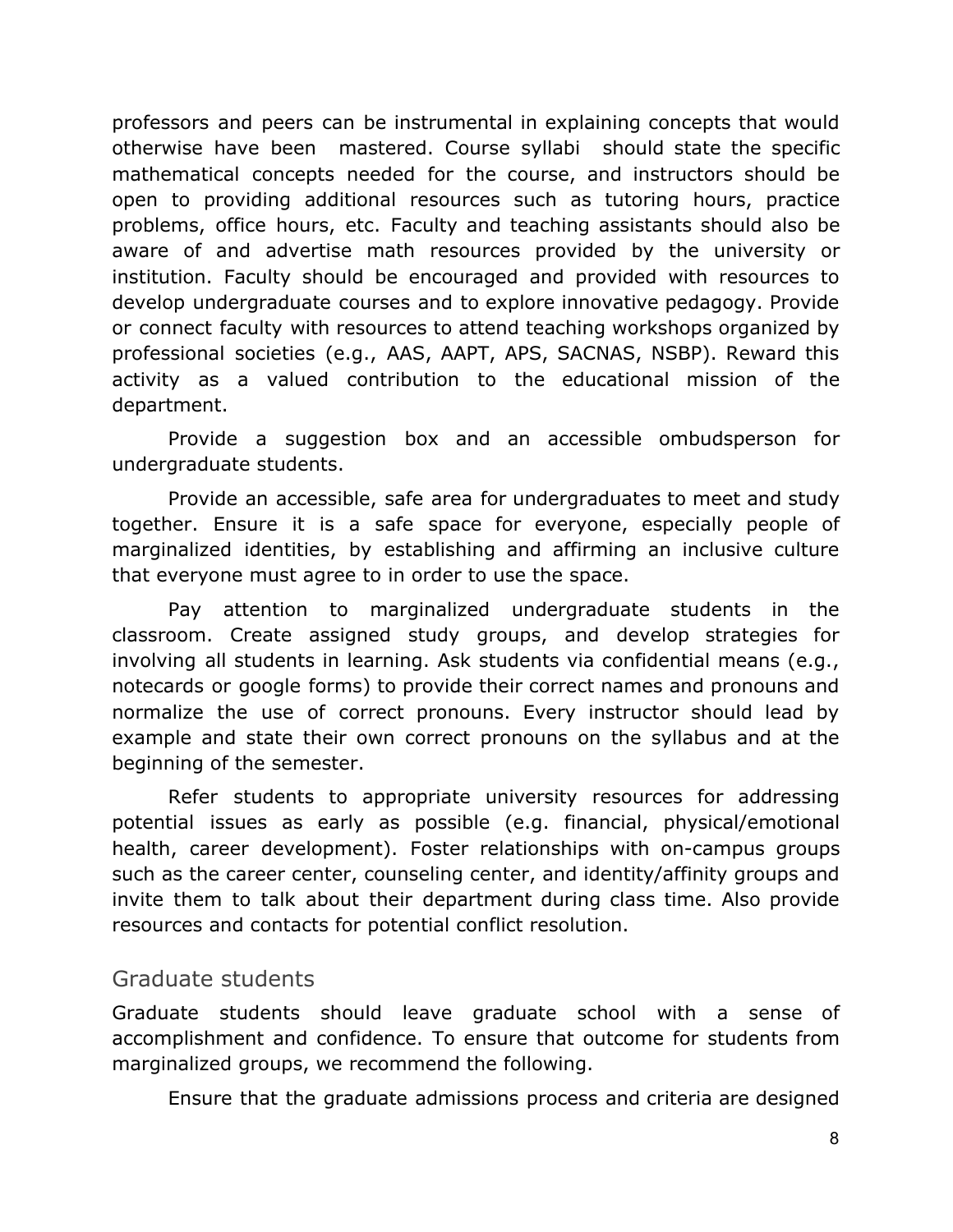professors and peers can be instrumental in explaining concepts that would otherwise have been  mastered. Course syllabi  should state the specific mathematical concepts needed for the course, and instructors should be open to providing additional resources such as tutoring hours, practice problems, office hours, etc. Faculty and teaching assistants should also be aware of and advertise math resources provided by the university or institution. Faculty should be encouraged and provided with resources to develop undergraduate courses and to explore innovative pedagogy. Provide or connect faculty with resources to attend teaching workshops organized by professional societies (e.g., AAS, AAPT, APS, SACNAS, NSBP). Reward this activity as a valued contribution to the educational mission of the department.

Provide a suggestion box and an accessible ombudsperson for undergraduate students.

Provide an accessible, safe area for undergraduates to meet and study together. Ensure it is a safe space for everyone, especially people of marginalized identities, by establishing and affirming an inclusive culture that everyone must agree to in order to use the space.

Pay attention to marginalized undergraduate students in the classroom. Create assigned study groups, and develop strategies for involving all students in learning. Ask students via confidential means (e.g., notecards or google forms) to provide their correct names and pronouns and normalize the use of correct pronouns. Every instructor should lead by example and state their own correct pronouns on the syllabus and at the beginning of the semester.

Refer students to appropriate university resources for addressing potential issues as early as possible (e.g. financial, physical/emotional health, career development). Foster relationships with on-campus groups such as the career center, counseling center, and identity/affinity groups and invite them to talk about their department during class time. Also provide resources and contacts for potential conflict resolution.

## Graduate students

Graduate students should leave graduate school with a sense of accomplishment and confidence. To ensure that outcome for students from marginalized groups, we recommend the following.

Ensure that the graduate admissions process and criteria are designed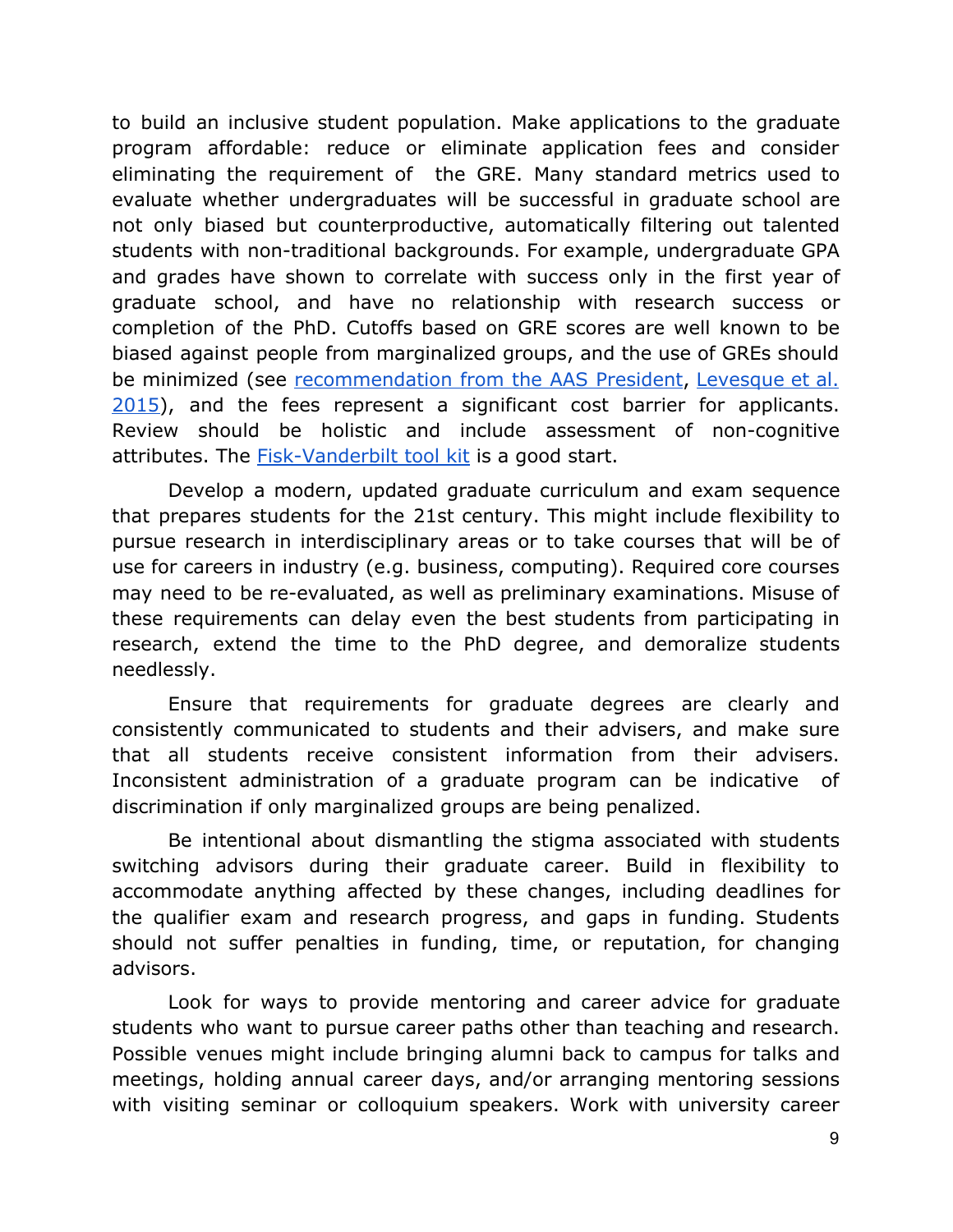to build an inclusive student population. Make applications to the graduate program affordable: reduce or eliminate application fees and consider eliminating the requirement of the GRE. Many standard metrics used to evaluate whether undergraduates will be successful in graduate school are not only biased but counterproductive, automatically filtering out talented students with non-traditional backgrounds. For example, undergraduate GPA and grades have shown to correlate with success only in the first year of graduate school, and have no relationship with research success or completion of the PhD. Cutoffs based on GRE scores are well known to be biased against people from marginalized groups, and the use of GREs should be minimized (see recommendation from the AAS President, Levesque et al. 2015), and the fees represent a significant cost barrier for applicants. Review should be holistic and include assessment of non-cognitive attributes. The Fisk-Vanderbilt tool kit is a good start.

Develop a modern, updated graduate curriculum and exam sequence that prepares students for the 21st century. This might include flexibility to pursue research in interdisciplinary areas or to take courses that will be of use for careers in industry (e.g. business, computing). Required core courses may need to be re-evaluated, as well as preliminary examinations. Misuse of these requirements can delay even the best students from participating in research, extend the time to the PhD degree, and demoralize students needlessly.

Ensure that requirements for graduate degrees are clearly and consistently communicated to students and their advisers, and make sure that all students receive consistent information from their advisers. Inconsistent administration of a graduate program can be indicative of discrimination if only marginalized groups are being penalized.

Be intentional about dismantling the stigma associated with students switching advisors during their graduate career. Build in flexibility to accommodate anything affected by these changes, including deadlines for the qualifier exam and research progress, and gaps in funding. Students should not suffer penalties in funding, time, or reputation, for changing advisors.

Look for ways to provide mentoring and career advice for graduate students who want to pursue career paths other than teaching and research. Possible venues might include bringing alumni back to campus for talks and meetings, holding annual career days, and/or arranging mentoring sessions with visiting seminar or colloquium speakers. Work with university career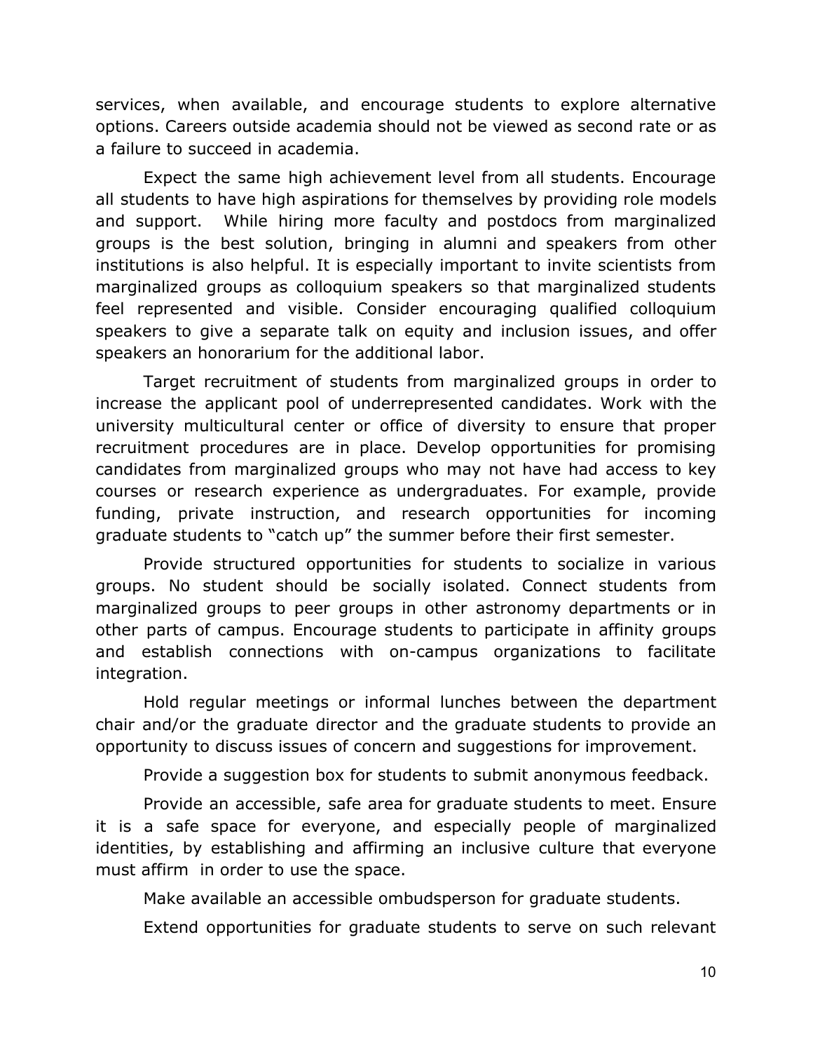services, when available, and encourage students to explore alternative options. Careers outside academia should not be viewed as second rate or as a failure to succeed in academia.

Expect the same high achievement level from all students. Encourage all students to have high aspirations for themselves by providing role models and support. While hiring more faculty and postdocs from marginalized groups is the best solution, bringing in alumni and speakers from other institutions is also helpful. It is especially important to invite scientists from marginalized groups as colloquium speakers so that marginalized students feel represented and visible. Consider encouraging qualified colloquium speakers to give a separate talk on equity and inclusion issues, and offer speakers an honorarium for the additional labor.

Target recruitment of students from marginalized groups in order to increase the applicant pool of underrepresented candidates. Work with the university multicultural center or office of diversity to ensure that proper recruitment procedures are in place. Develop opportunities for promising candidates from marginalized groups who may not have had access to key courses or research experience as undergraduates. For example, provide funding, private instruction, and research opportunities for incoming graduate students to "catch up" the summer before their first semester.

Provide structured opportunities for students to socialize in various groups. No student should be socially isolated. Connect students from marginalized groups to peer groups in other astronomy departments or in other parts of campus. Encourage students to participate in affinity groups and establish connections with on-campus organizations to facilitate integration.

Hold regular meetings or informal lunches between the department chair and/or the graduate director and the graduate students to provide an opportunity to discuss issues of concern and suggestions for improvement.

Provide a suggestion box for students to submit anonymous feedback.

Provide an accessible, safe area for graduate students to meet. Ensure it is a safe space for everyone, and especially people of marginalized identities, by establishing and affirming an inclusive culture that everyone must affirm in order to use the space.

Make available an accessible ombudsperson for graduate students.

Extend opportunities for graduate students to serve on such relevant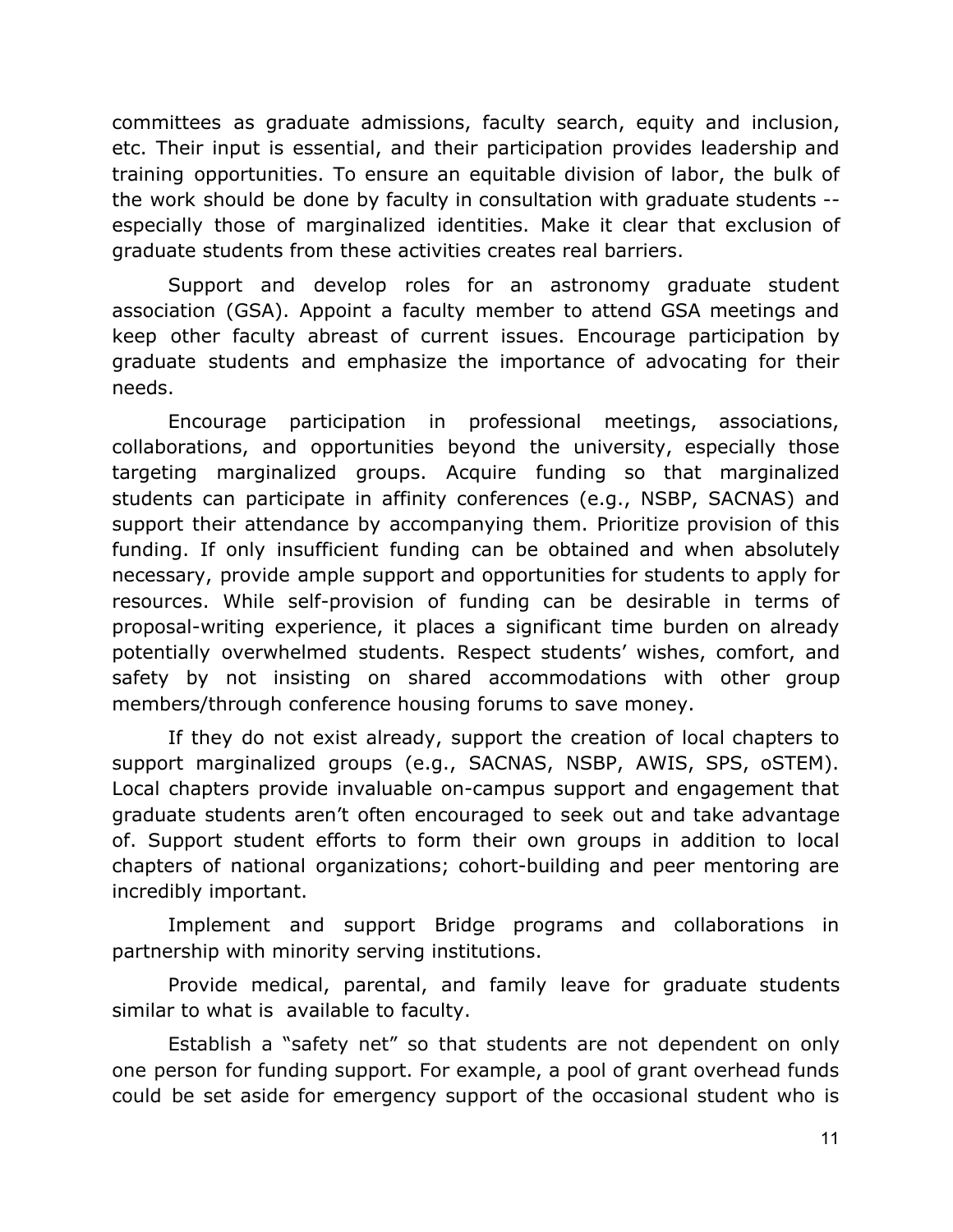committees as graduate admissions, faculty search, equity and inclusion, etc. Their input is essential, and their participation provides leadership and training opportunities. To ensure an equitable division of labor, the bulk of the work should be done by faculty in consultation with graduate students -- especially those of marginalized identities. Make it clear that exclusion of graduate students from these activities creates real barriers.

Support and develop roles for an astronomy graduate student association (GSA). Appoint a faculty member to attend GSA meetings and keep other faculty abreast of current issues. Encourage participation by graduate students and emphasize the importance of advocating for their needs.

Encourage participation in professional meetings, associations, collaborations, and opportunities beyond the university, especially those targeting marginalized groups. Acquire funding so that marginalized students can participate in affinity conferences (e.g., NSBP, SACNAS) and support their attendance by accompanying them. Prioritize provision of this funding. If only insufficient funding can be obtained and when absolutely necessary, provide ample support and opportunities for students to apply for resources. While self-provision of funding can be desirable in terms of proposal-writing experience, it places a significant time burden on already potentially overwhelmed students. Respect students' wishes, comfort, and safety by not insisting on shared accommodations with other group members/through conference housing forums to save money.

If they do not exist already, support the creation of local chapters to support marginalized groups (e.g., SACNAS, NSBP, AWIS, SPS, oSTEM). Local chapters provide invaluable on-campus support and engagement that graduate students aren't often encouraged to seek out and take advantage of. Support student efforts to form their own groups in addition to local chapters of national organizations; cohort-building and peer mentoring are incredibly important.

Implement and support Bridge programs and collaborations in partnership with minority serving institutions.

Provide medical, parental, and family leave for graduate students similar to what is available to faculty.

Establish a "safety net" so that students are not dependent on only one person for funding support. For example, a pool of grant overhead funds could be set aside for emergency support of the occasional student who is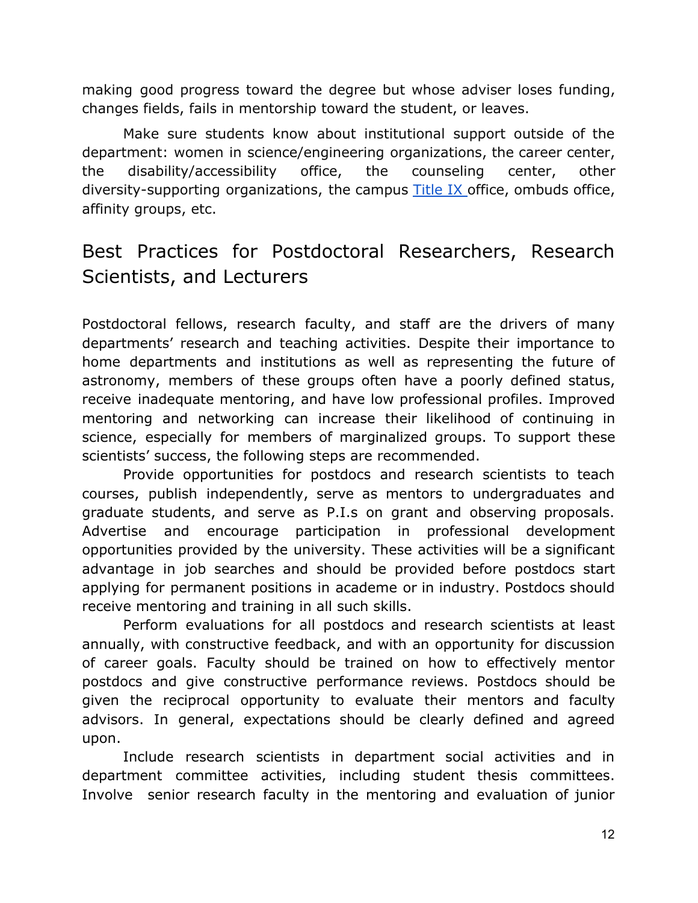making good progress toward the degree but whose adviser loses funding, changes fields, fails in mentorship toward the student, or leaves.

Make sure students know about institutional support outside of the department: women in science/engineering organizations, the career center, the disability/accessibility office, the counseling center, other diversity-supporting organizations, the campus [Title IX ](#)office, ombuds office, affinity groups, etc.

## Best Practices for Postdoctoral Researchers, Research Scientists, and Lecturers

Postdoctoral fellows, research faculty, and staff are the drivers of many departments' research and teaching activities. Despite their importance to home departments and institutions as well as representing the future of astronomy, members of these groups often have a poorly defined status, receive inadequate mentoring, and have low professional profiles. Improved mentoring and networking can increase their likelihood of continuing in science, especially for members of marginalized groups. To support these scientists' success, the following steps are recommended.

Provide opportunities for postdocs and research scientists to teach courses, publish independently, serve as mentors to undergraduates and graduate students, and serve as P.I.s on grant and observing proposals. Advertise and encourage participation in professional development opportunities provided by the university. These activities will be a significant advantage in job searches and should be provided before postdocs start applying for permanent positions in academe or in industry. Postdocs should receive mentoring and training in all such skills.

Perform evaluations for all postdocs and research scientists at least annually, with constructive feedback, and with an opportunity for discussion of career goals. Faculty should be trained on how to effectively mentor postdocs and give constructive performance reviews. Postdocs should be given the reciprocal opportunity to evaluate their mentors and faculty advisors. In general, expectations should be clearly defined and agreed upon.

Include research scientists in department social activities and in department committee activities, including student thesis committees. Involve senior research faculty in the mentoring and evaluation of junior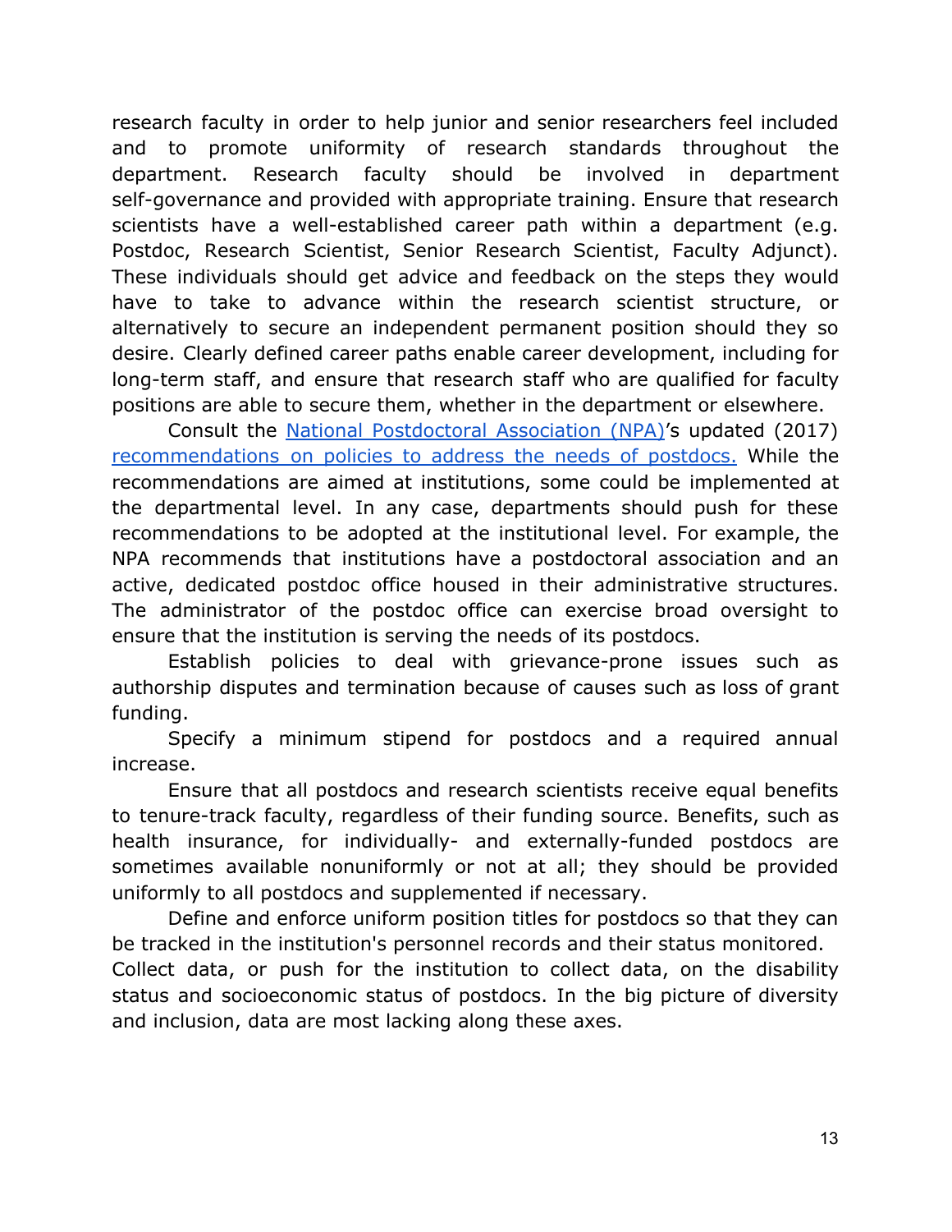research faculty in order to help junior and senior researchers feel included and to promote uniformity of research standards throughout the department. Research faculty should be involved in department self-governance and provided with appropriate training. Ensure that research scientists have a well-established career path within a department (e.g. Postdoc, Research Scientist, Senior Research Scientist, Faculty Adjunct). These individuals should get advice and feedback on the steps they would have to take to advance within the research scientist structure, or alternatively to secure an independent permanent position should they so desire. Clearly defined career paths enable career development, including for long-term staff, and ensure that research staff who are qualified for faculty positions are able to secure them, whether in the department or elsewhere.

Consult the [National Postdoctoral Association (NPA)](#)'s updated (2017) [recommendations on policies to address the needs of postdocs.](#) While the recommendations are aimed at institutions, some could be implemented at the departmental level. In any case, departments should push for these recommendations to be adopted at the institutional level. For example, the NPA recommends that institutions have a postdoctoral association and an active, dedicated postdoc office housed in their administrative structures. The administrator of the postdoc office can exercise broad oversight to ensure that the institution is serving the needs of its postdocs.

Establish policies to deal with grievance-prone issues such as authorship disputes and termination because of causes such as loss of grant funding.

Specify a minimum stipend for postdocs and a required annual increase.

Ensure that all postdocs and research scientists receive equal benefits to tenure-track faculty, regardless of their funding source. Benefits, such as health insurance, for individually- and externally-funded postdocs are sometimes available nonuniformly or not at all; they should be provided uniformly to all postdocs and supplemented if necessary.

Define and enforce uniform position titles for postdocs so that they can be tracked in the institution's personnel records and their status monitored.

Collect data, or push for the institution to collect data, on the disability status and socioeconomic status of postdocs. In the big picture of diversity and inclusion, data are most lacking along these axes.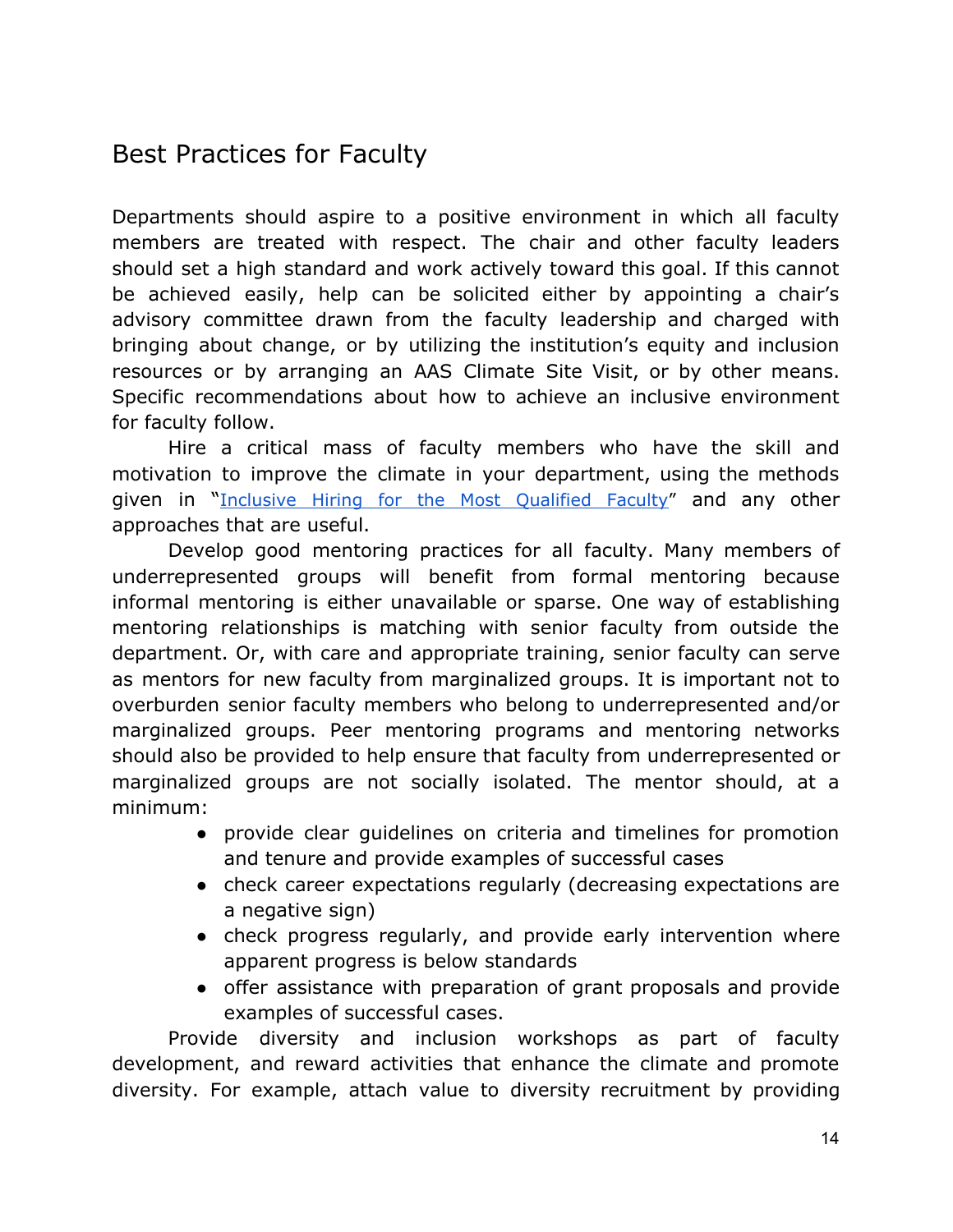## Best Practices for Faculty

Departments should aspire to a positive environment in which all faculty members are treated with respect. The chair and other faculty leaders should set a high standard and work actively toward this goal. If this cannot be achieved easily, help can be solicited either by appointing a chair's advisory committee drawn from the faculty leadership and charged with bringing about change, or by utilizing the institution's equity and inclusion resources or by arranging an AAS Climate Site Visit, or by other means. Specific recommendations about how to achieve an inclusive environment for faculty follow.

Hire a critical mass of faculty members who have the skill and motivation to improve the climate in your department, using the methods given in "Inclusive Hiring for the Most Qualified Faculty" and any other approaches that are useful.

Develop good mentoring practices for all faculty. Many members of underrepresented groups will benefit from formal mentoring because informal mentoring is either unavailable or sparse. One way of establishing mentoring relationships is matching with senior faculty from outside the department. Or, with care and appropriate training, senior faculty can serve as mentors for new faculty from marginalized groups. It is important not to overburden senior faculty members who belong to underrepresented and/or marginalized groups. Peer mentoring programs and mentoring networks should also be provided to help ensure that faculty from underrepresented or marginalized groups are not socially isolated. The mentor should, at a minimum:

- provide clear guidelines on criteria and timelines for promotion and tenure and provide examples of successful cases
- check career expectations regularly (decreasing expectations are a negative sign)
- check progress regularly, and provide early intervention where apparent progress is below standards
- offer assistance with preparation of grant proposals and provide examples of successful cases.

Provide diversity and inclusion workshops as part of faculty development, and reward activities that enhance the climate and promote diversity. For example, attach value to diversity recruitment by providing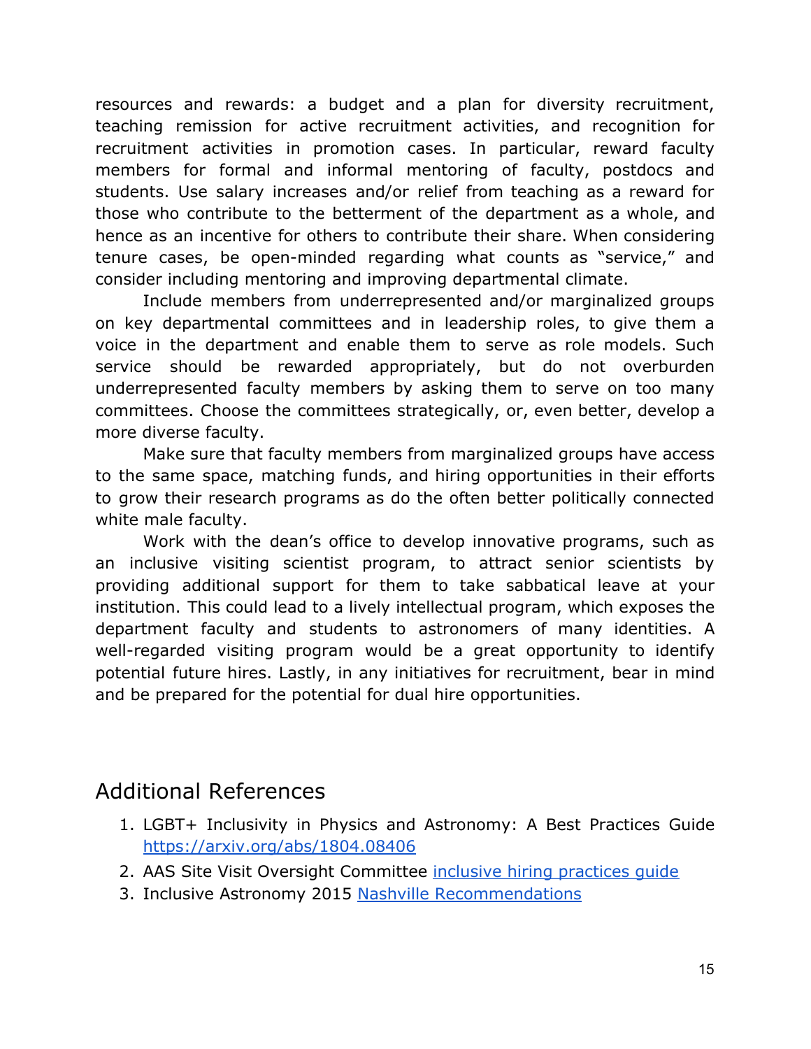resources and rewards: a budget and a plan for diversity recruitment, teaching remission for active recruitment activities, and recognition for recruitment activities in promotion cases. In particular, reward faculty members for formal and informal mentoring of faculty, postdocs and students. Use salary increases and/or relief from teaching as a reward for those who contribute to the betterment of the department as a whole, and hence as an incentive for others to contribute their share. When considering tenure cases, be open-minded regarding what counts as "service," and consider including mentoring and improving departmental climate.

Include members from underrepresented and/or marginalized groups on key departmental committees and in leadership roles, to give them a voice in the department and enable them to serve as role models. Such service should be rewarded appropriately, but do not overburden underrepresented faculty members by asking them to serve on too many committees. Choose the committees strategically, or, even better, develop a more diverse faculty.

Make sure that faculty members from marginalized groups have access to the same space, matching funds, and hiring opportunities in their efforts to grow their research programs as do the often better politically connected white male faculty.

Work with the dean's office to develop innovative programs, such as an inclusive visiting scientist program, to attract senior scientists by providing additional support for them to take sabbatical leave at your institution. This could lead to a lively intellectual program, which exposes the department faculty and students to astronomers of many identities. A well-regarded visiting program would be a great opportunity to identify potential future hires. Lastly, in any initiatives for recruitment, bear in mind and be prepared for the potential for dual hire opportunities.

## Additional References

1. LGBT+ Inclusivity in Physics and Astronomy: A Best Practices Guide https://arxiv.org/abs/1804.08406
2. AAS Site Visit Oversight Committee inclusive hiring practices guide
3. Inclusive Astronomy 2015 Nashville Recommendations